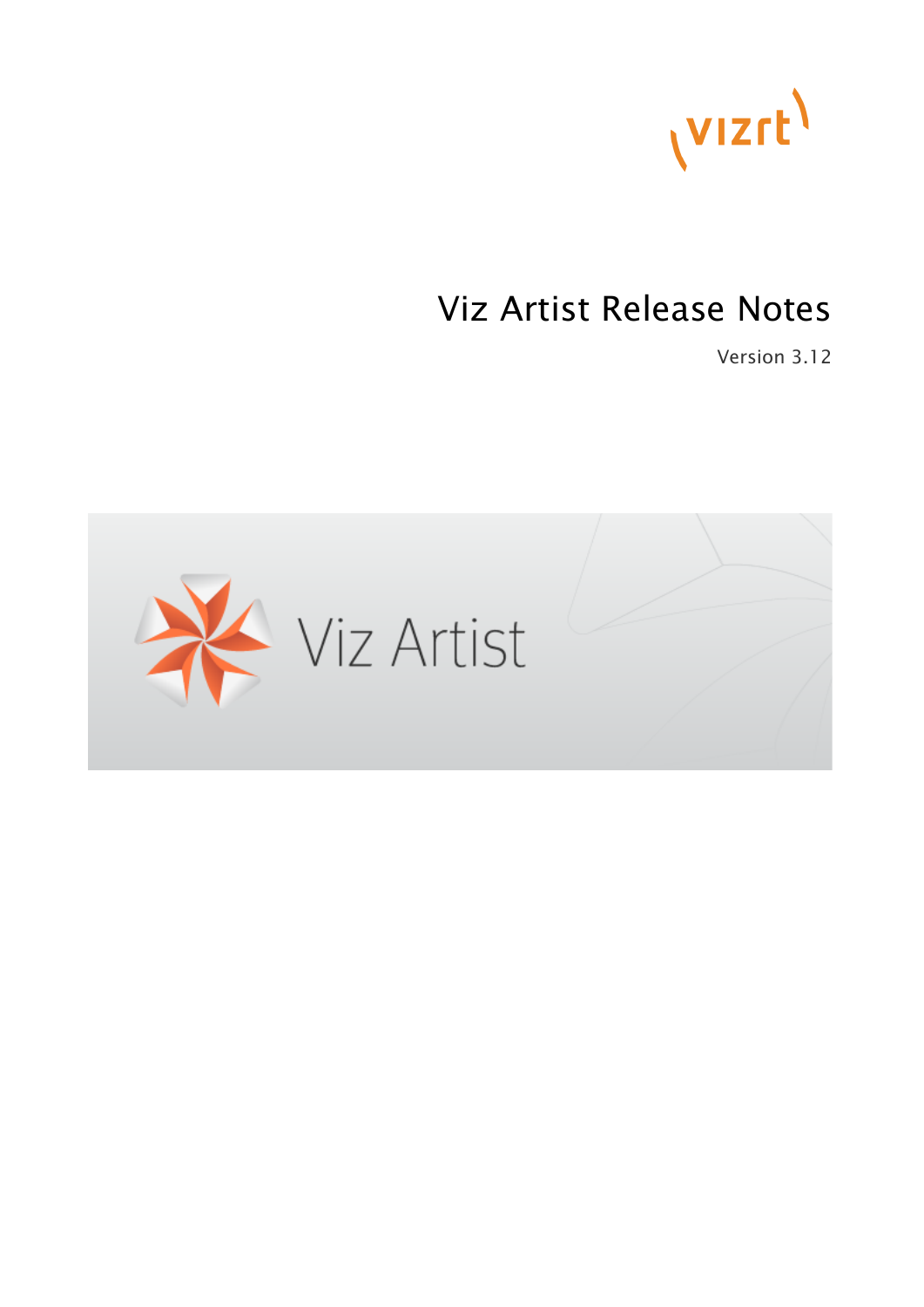# Viz Artist Release Notes

Version 3.12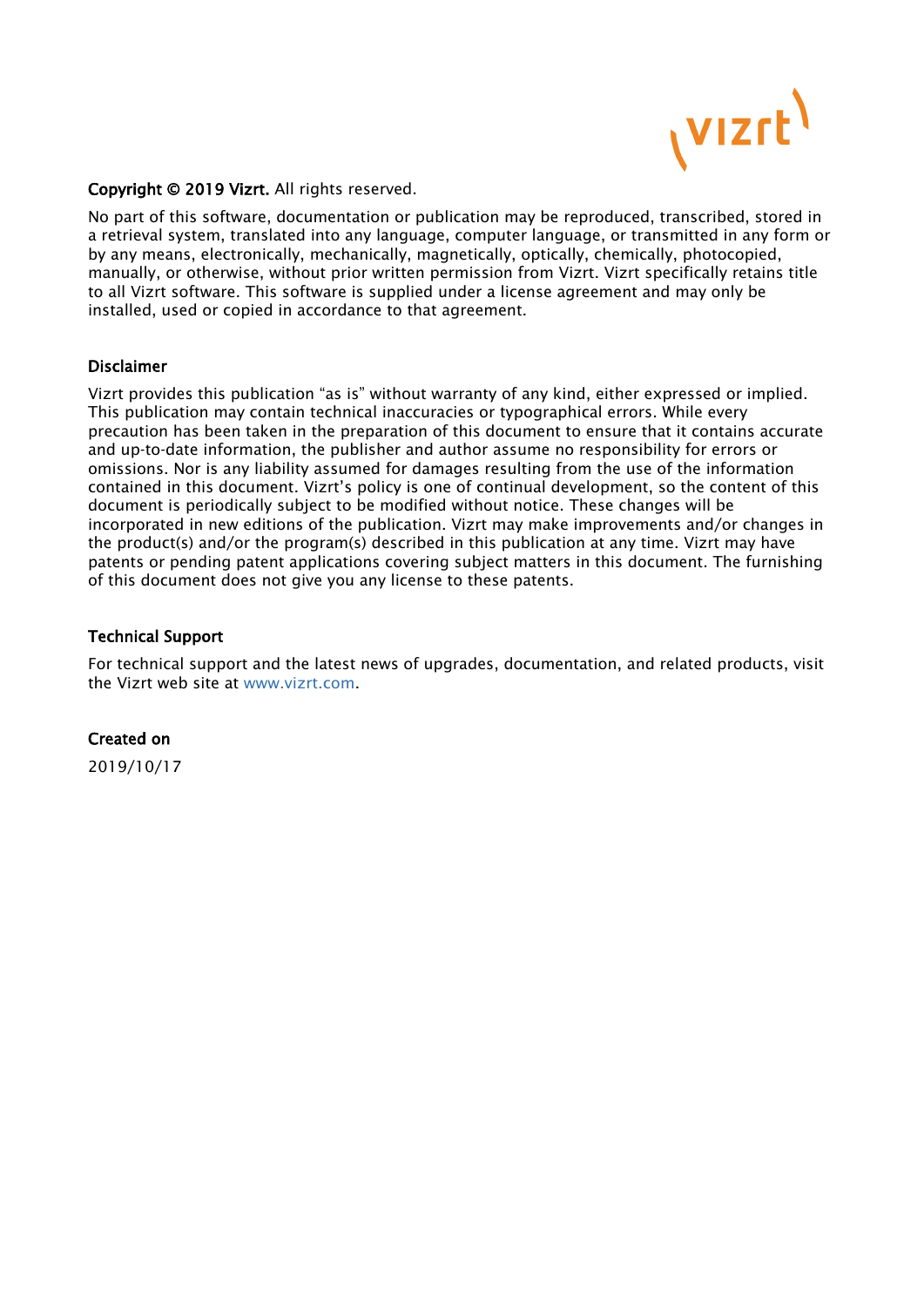**Copyright © 2019 Vizrt.** All rights reserved.

No part of this software, documentation or publication may be reproduced, transcribed, stored in a retrieval system, translated into any language, computer language, or transmitted in any form or by any means, electronically, mechanically, magnetically, optically, chemically, photocopied, manually, or otherwise, without prior written permission from Vizrt. Vizrt specifically retains title to all Vizrt software. This software is supplied under a license agreement and may only be installed, used or copied in accordance to that agreement.

**Disclaimer**

Vizrt provides this publication "as is" without warranty of any kind, either expressed or implied. This publication may contain technical inaccuracies or typographical errors. While every precaution has been taken in the preparation of this document to ensure that it contains accurate and up-to-date information, the publisher and author assume no responsibility for errors or omissions. Nor is any liability assumed for damages resulting from the use of the information contained in this document. Vizrt's policy is one of continual development, so the content of this document is periodically subject to be modified without notice. These changes will be incorporated in new editions of the publication. Vizrt may make improvements and/or changes in the product(s) and/or the program(s) described in this publication at any time. Vizrt may have patents or pending patent applications covering subject matters in this document. The furnishing of this document does not give you any license to these patents.

**Technical Support**

For technical support and the latest news of upgrades, documentation, and related products, visit the Vizrt web site at www.vizrt.com.

**Created on**

2019/10/17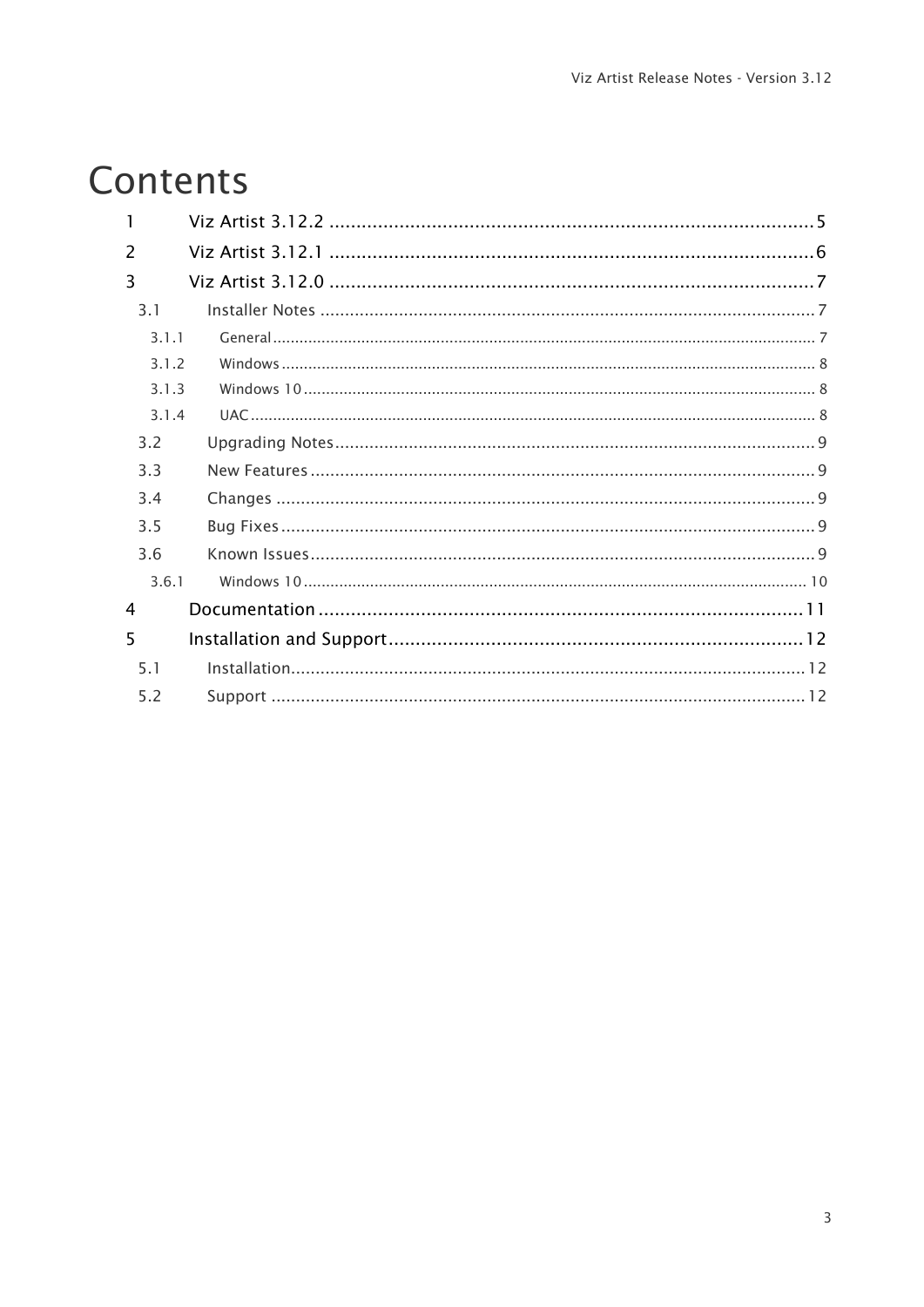# Contents

- 1 Viz Artist 3.12.2 ........ 5
- 2 Viz Artist 3.12.1 ........ 6
- 3 Viz Artist 3.12.0 ........ 7
  - 3.1 Installer Notes ........ 7
    - 3.1.1 General ........ 7
    - 3.1.2 Windows ........ 8
    - 3.1.3 Windows 10 ........ 8
    - 3.1.4 UAC ........ 8
  - 3.2 Upgrading Notes ........ 9
  - 3.3 New Features ........ 9
  - 3.4 Changes ........ 9
  - 3.5 Bug Fixes ........ 9
  - 3.6 Known Issues ........ 9
    - 3.6.1 Windows 10 ........ 10
- 4 Documentation ........ 11
- 5 Installation and Support ........ 12
  - 5.1 Installation ........ 12
  - 5.2 Support ........ 12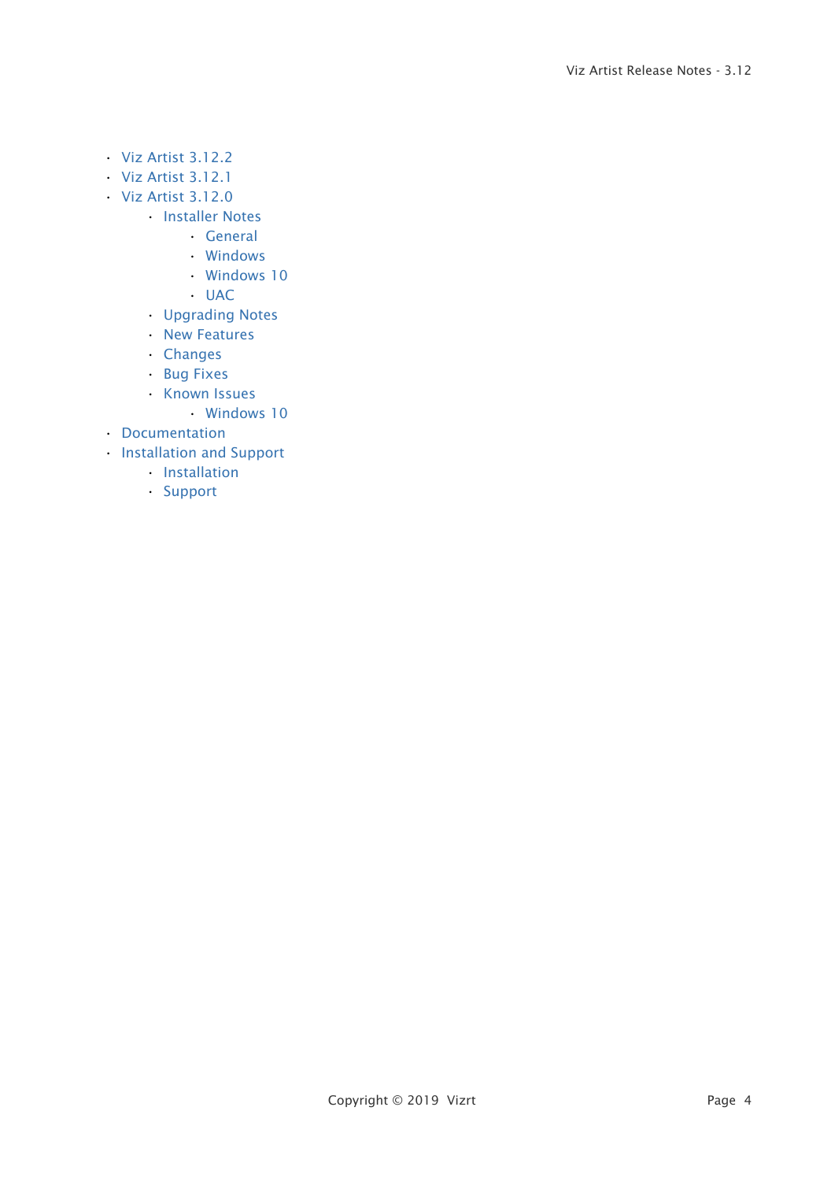- Viz Artist 3.12.2
- Viz Artist 3.12.1
- Viz Artist 3.12.0
  - Installer Notes
    - General
    - Windows
    - Windows 10
    - UAC
  - Upgrading Notes
  - New Features
  - Changes
  - Bug Fixes
  - Known Issues
    - Windows 10
- Documentation
- Installation and Support
  - Installation
  - Support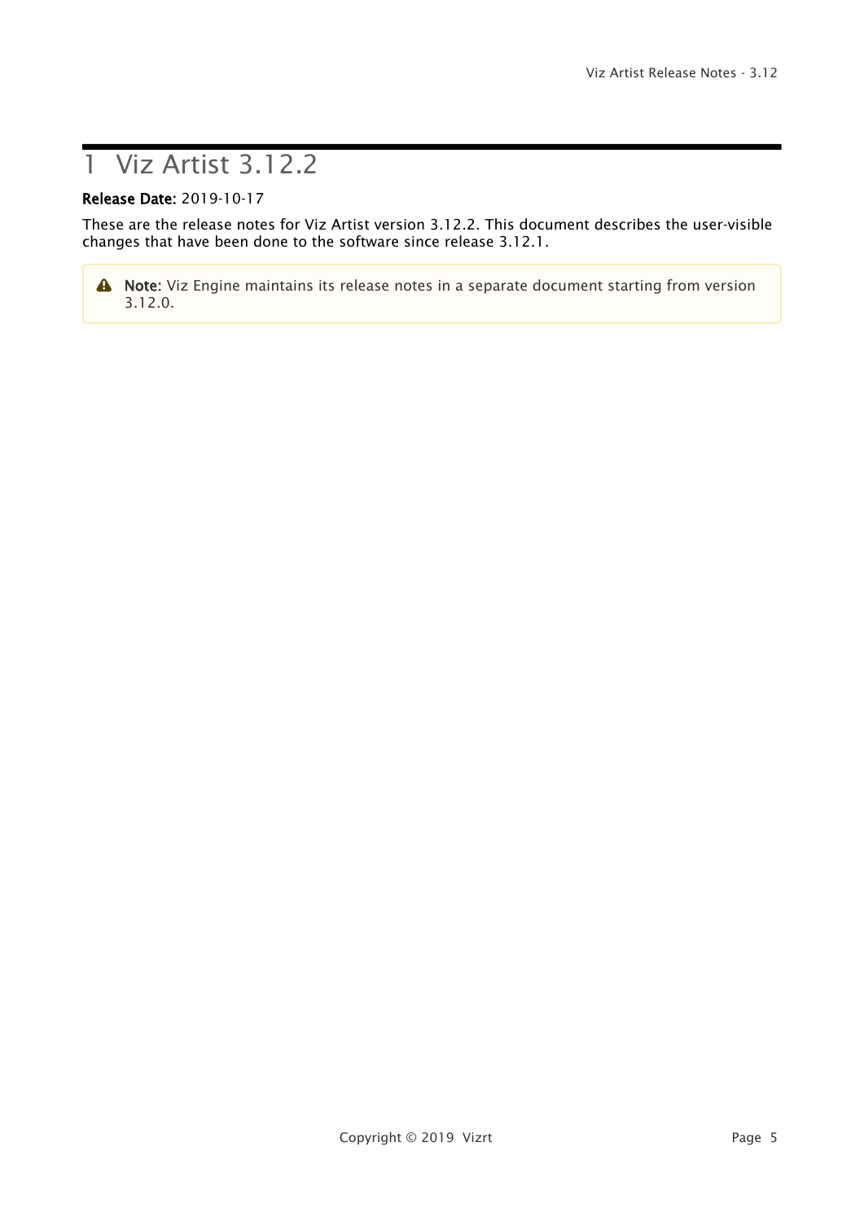# 1 Viz Artist 3.12.2

**Release Date:** 2019-10-17

These are the release notes for Viz Artist version 3.12.2. This document describes the user-visible changes that have been done to the software since release 3.12.1.

> **Note:** Viz Engine maintains its release notes in a separate document starting from version 3.12.0.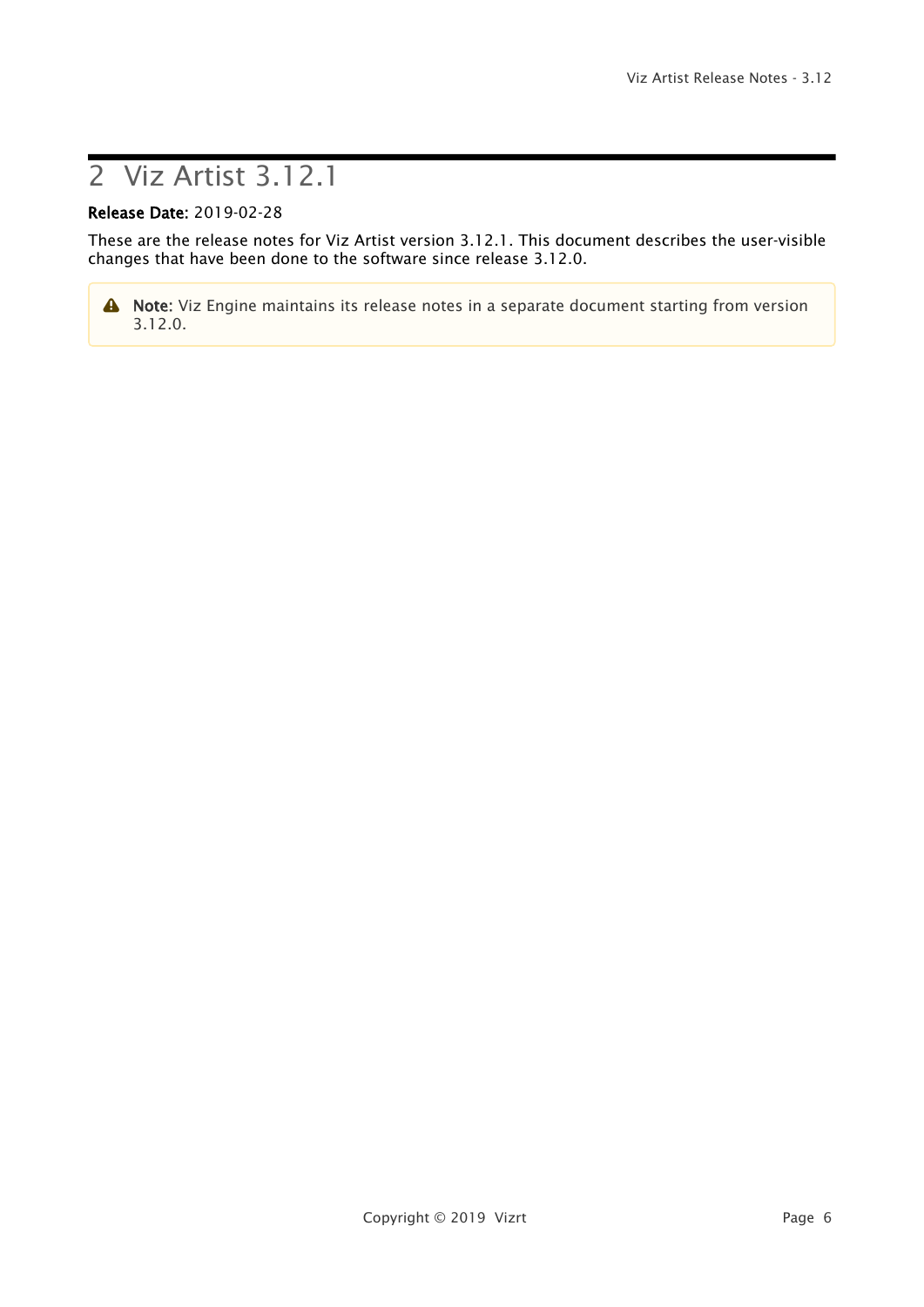# 2 Viz Artist 3.12.1

**Release Date:** 2019-02-28

These are the release notes for Viz Artist version 3.12.1. This document describes the user-visible changes that have been done to the software since release 3.12.0.

> **Note:** Viz Engine maintains its release notes in a separate document starting from version 3.12.0.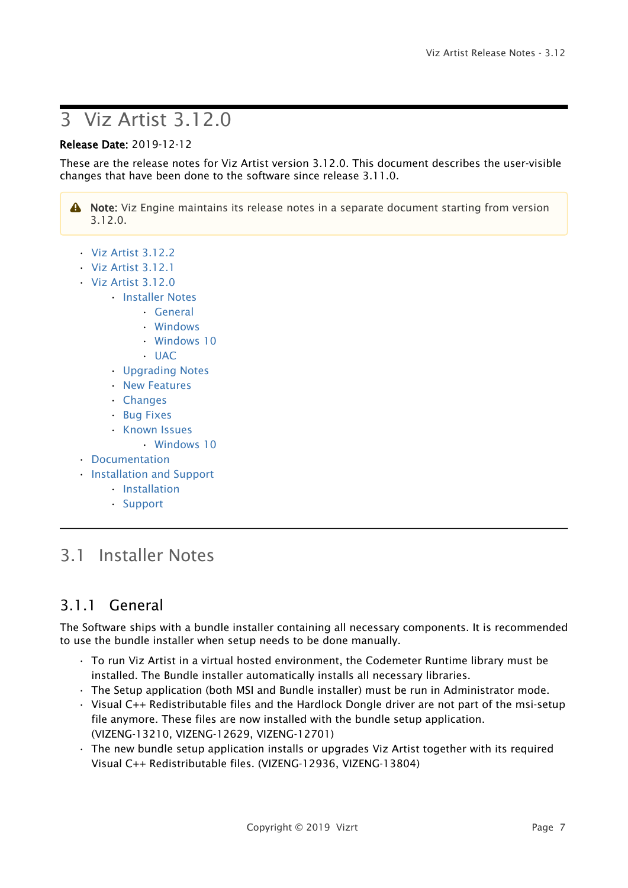// ... existing code ...

# 3 Viz Artist 3.12.0

**Release Date:** 2019-12-12

These are the release notes for Viz Artist version 3.12.0. This document describes the user-visible changes that have been done to the software since release 3.11.0.

> **Note:** Viz Engine maintains its release notes in a separate document starting from version 3.12.0.

- Viz Artist 3.12.2
- Viz Artist 3.12.1
- Viz Artist 3.12.0
  - Installer Notes
    - General
    - Windows
    - Windows 10
    - UAC
  - Upgrading Notes
  - New Features
  - Changes
  - Bug Fixes
  - Known Issues
    - Windows 10
- Documentation
- Installation and Support
  - Installation
  - Support

## 3.1 Installer Notes

### 3.1.1 General

The Software ships with a bundle installer containing all necessary components. It is recommended to use the bundle installer when setup needs to be done manually.

- To run Viz Artist in a virtual hosted environment, the Codemeter Runtime library must be installed. The Bundle installer automatically installs all necessary libraries.
- The Setup application (both MSI and Bundle installer) must be run in Administrator mode.
- Visual C++ Redistributable files and the Hardlock Dongle driver are not part of the msi-setup file anymore. These files are now installed with the bundle setup application. (VIZENG-13210, VIZENG-12629, VIZENG-12701)
- The new bundle setup application installs or upgrades Viz Artist together with its required Visual C++ Redistributable files. (VIZENG-12936, VIZENG-13804)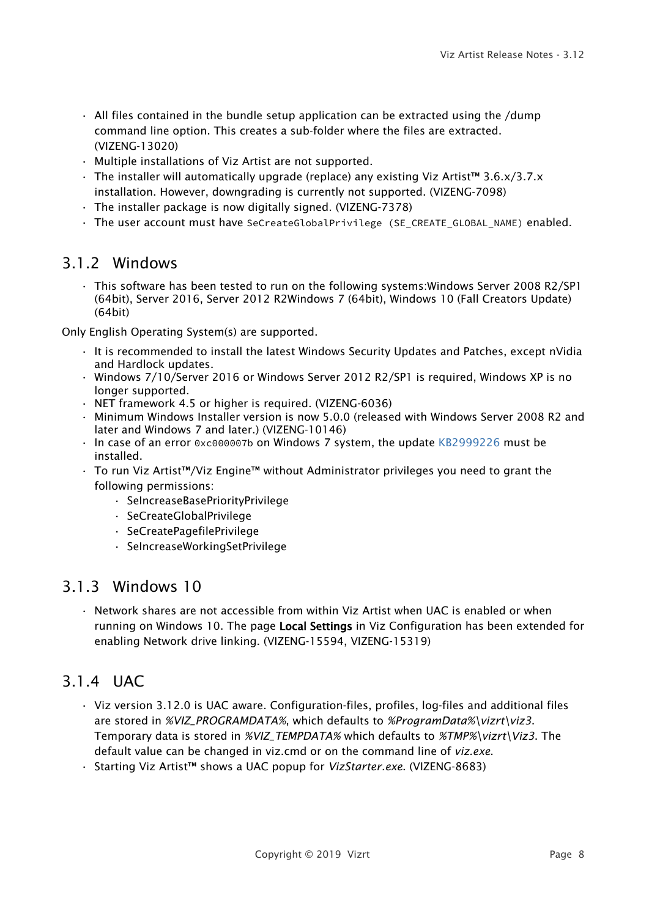- All files contained in the bundle setup application can be extracted using the /dump command line option. This creates a sub-folder where the files are extracted. (VIZENG-13020)
- Multiple installations of Viz Artist are not supported.
- The installer will automatically upgrade (replace) any existing Viz Artist™ 3.6.x/3.7.x installation. However, downgrading is currently not supported. (VIZENG-7098)
- The installer package is now digitally signed. (VIZENG-7378)
- The user account must have `SeCreateGlobalPrivilege (SE_CREATE_GLOBAL_NAME)` enabled.

### 3.1.2 Windows

- This software has been tested to run on the following systems:Windows Server 2008 R2/SP1 (64bit), Server 2016, Server 2012 R2Windows 7 (64bit), Windows 10 (Fall Creators Update) (64bit)

Only English Operating System(s) are supported.

- It is recommended to install the latest Windows Security Updates and Patches, except nVidia and Hardlock updates.
- Windows 7/10/Server 2016 or Windows Server 2012 R2/SP1 is required, Windows XP is no longer supported.
- NET framework 4.5 or higher is required. (VIZENG-6036)
- Minimum Windows Installer version is now 5.0.0 (released with Windows Server 2008 R2 and later and Windows 7 and later.) (VIZENG-10146)
- In case of an error `0xc000007b` on Windows 7 system, the update KB2999226 must be installed.
- To run Viz Artist™/Viz Engine™ without Administrator privileges you need to grant the following permissions:
  - SeIncreaseBasePriorityPrivilege
  - SeCreateGlobalPrivilege
  - SeCreatePagefilePrivilege
  - SeIncreaseWorkingSetPrivilege

### 3.1.3 Windows 10

- Network shares are not accessible from within Viz Artist when UAC is enabled or when running on Windows 10. The page **Local Settings** in Viz Configuration has been extended for enabling Network drive linking. (VIZENG-15594, VIZENG-15319)

### 3.1.4 UAC

- Viz version 3.12.0 is UAC aware. Configuration-files, profiles, log-files and additional files are stored in *%VIZ_PROGRAMDATA%*, which defaults to *%ProgramData%\vizrt\viz3*. Temporary data is stored in *%VIZ_TEMPDATA%* which defaults to *%TMP%\vizrt\Viz3*. The default value can be changed in viz.cmd or on the command line of *viz.exe*.
- Starting Viz Artist™ shows a UAC popup for *VizStarter.exe*. (VIZENG-8683)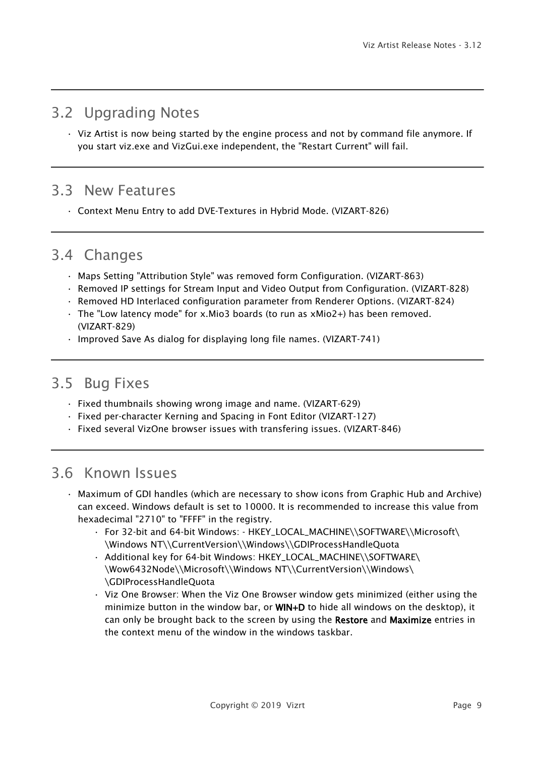## 3.2 Upgrading Notes

- Viz Artist is now being started by the engine process and not by command file anymore. If you start viz.exe and VizGui.exe independent, the "Restart Current" will fail.

## 3.3 New Features

- Context Menu Entry to add DVE-Textures in Hybrid Mode. (VIZART-826)

## 3.4 Changes

- Maps Setting "Attribution Style" was removed form Configuration. (VIZART-863)
- Removed IP settings for Stream Input and Video Output from Configuration. (VIZART-828)
- Removed HD Interlaced configuration parameter from Renderer Options. (VIZART-824)
- The "Low latency mode" for x.Mio3 boards (to run as xMio2+) has been removed. (VIZART-829)
- Improved Save As dialog for displaying long file names. (VIZART-741)

## 3.5 Bug Fixes

- Fixed thumbnails showing wrong image and name. (VIZART-629)
- Fixed per-character Kerning and Spacing in Font Editor (VIZART-127)
- Fixed several VizOne browser issues with transfering issues. (VIZART-846)

## 3.6 Known Issues

- Maximum of GDI handles (which are necessary to show icons from Graphic Hub and Archive) can exceed. Windows default is set to 10000. It is recommended to increase this value from hexadecimal "2710" to "FFFF" in the registry.
  - For 32-bit and 64-bit Windows: - HKEY_LOCAL_MACHINE\\SOFTWARE\\Microsoft\\Windows NT\\CurrentVersion\\Windows\\GDIProcessHandleQuota
  - Additional key for 64-bit Windows: HKEY_LOCAL_MACHINE\\SOFTWARE\\Wow6432Node\\Microsoft\\Windows NT\\CurrentVersion\\Windows\\GDIProcessHandleQuota
  - Viz One Browser: When the Viz One Browser window gets minimized (either using the minimize button in the window bar, or **WIN+D** to hide all windows on the desktop), it can only be brought back to the screen by using the **Restore** and **Maximize** entries in the context menu of the window in the windows taskbar.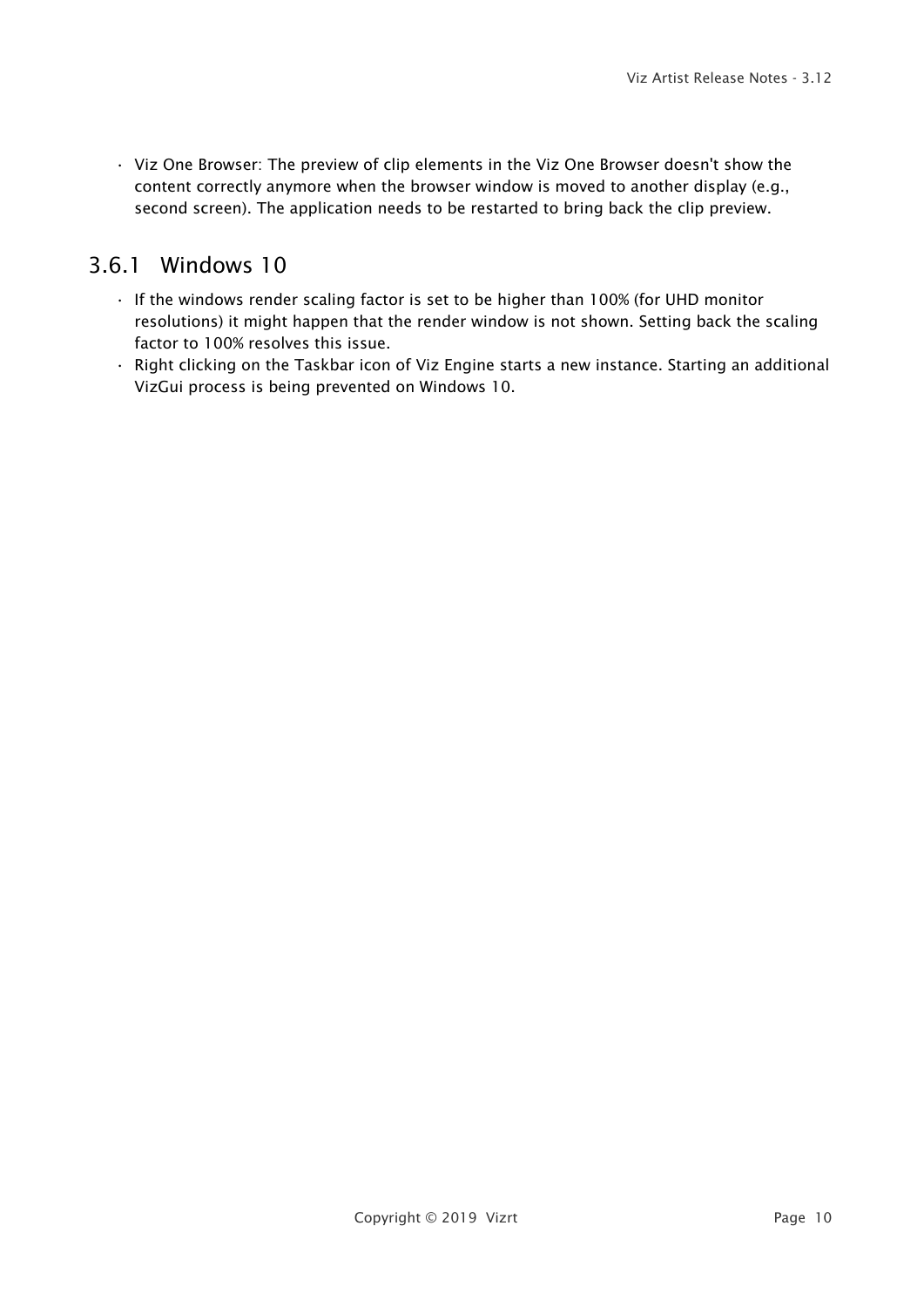- Viz One Browser: The preview of clip elements in the Viz One Browser doesn't show the content correctly anymore when the browser window is moved to another display (e.g., second screen). The application needs to be restarted to bring back the clip preview.

### 3.6.1 Windows 10

- If the windows render scaling factor is set to be higher than 100% (for UHD monitor resolutions) it might happen that the render window is not shown. Setting back the scaling factor to 100% resolves this issue.
- Right clicking on the Taskbar icon of Viz Engine starts a new instance. Starting an additional VizGui process is being prevented on Windows 10.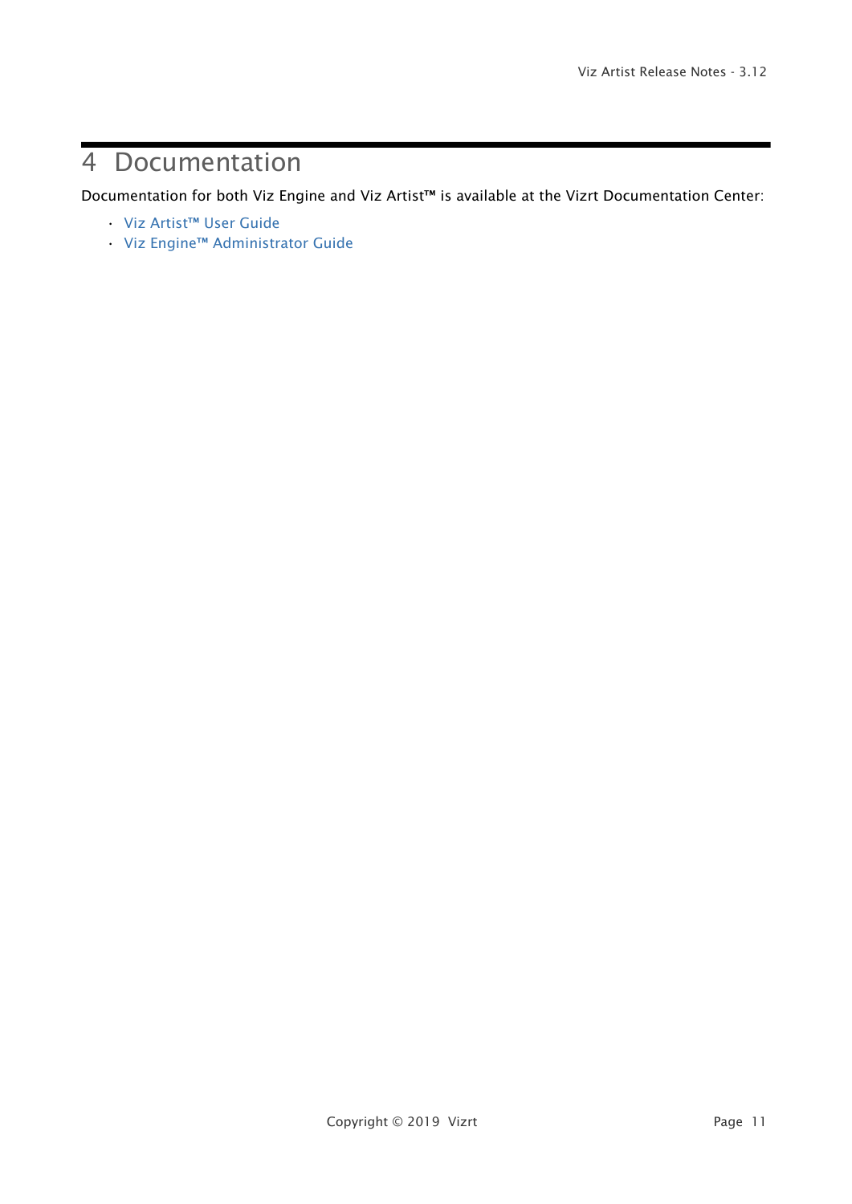# 4 Documentation

Documentation for both Viz Engine and Viz Artist™ is available at the Vizrt Documentation Center:

- Viz Artist™ User Guide
- Viz Engine™ Administrator Guide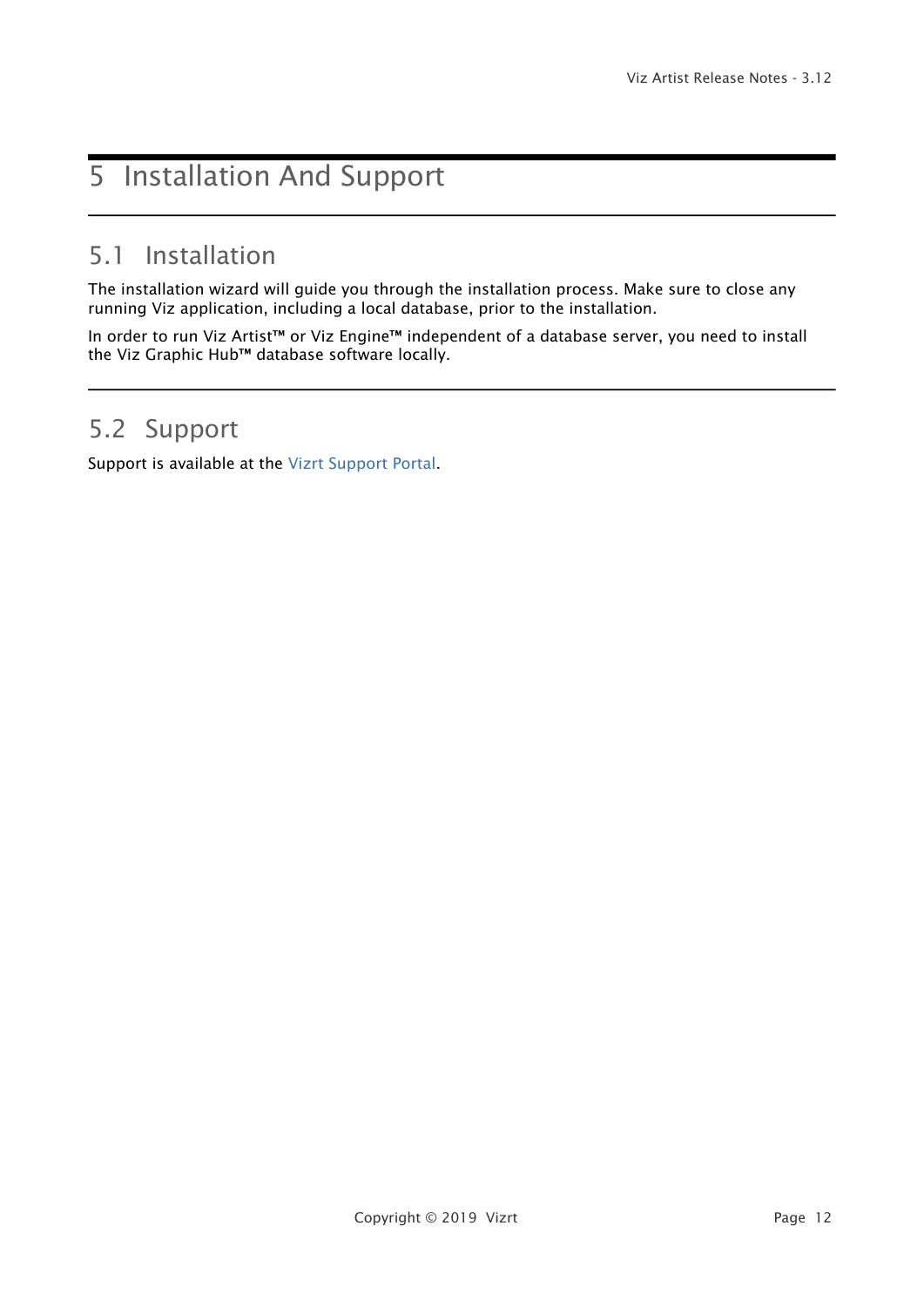# 5 Installation And Support

## 5.1 Installation

The installation wizard will guide you through the installation process. Make sure to close any running Viz application, including a local database, prior to the installation.

In order to run Viz Artist™ or Viz Engine™ independent of a database server, you need to install the Viz Graphic Hub™ database software locally.

## 5.2 Support

Support is available at the Vizrt Support Portal.